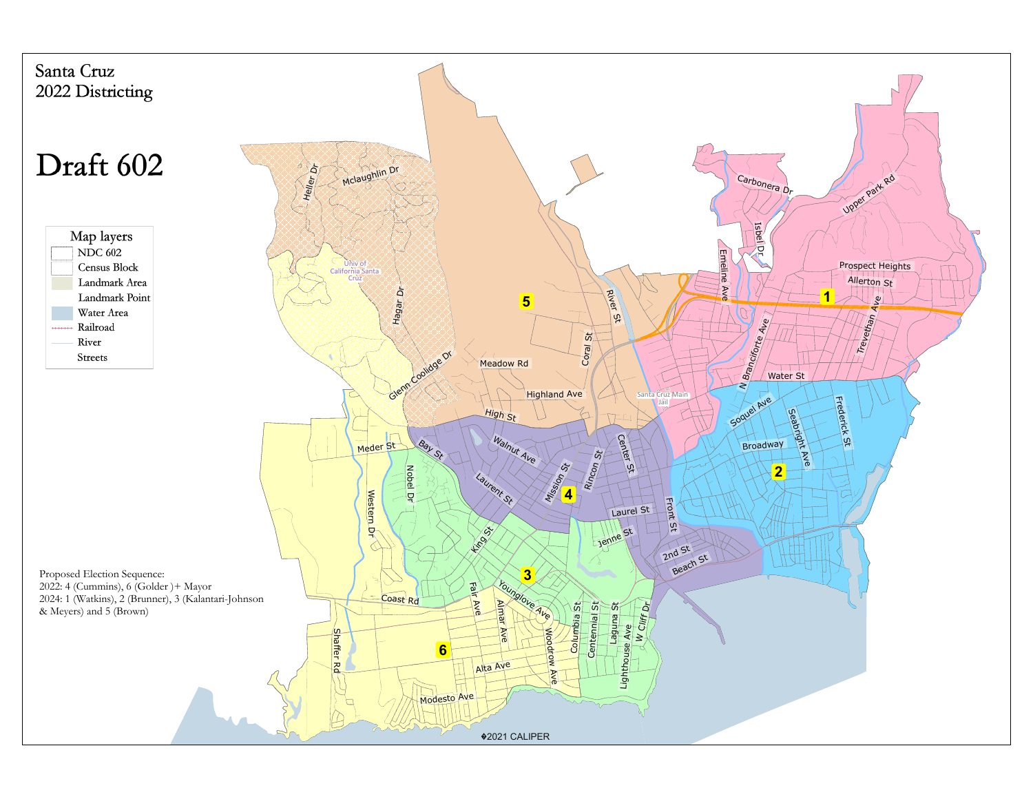Santa Cruz
2022 Districting

# Draft 602

Map layers

- NDC 602
- Census Block
- Landmark Area
- Landmark Point
- Water Area
- Railroad
- River
- Streets

Proposed Election Sequence:
2022: 4 (Cummins), 6 (Golder )+ Mayor
2024: 1 (Watkins), 2 (Brunner), 3 (Kalantari-Johnson & Meyers) and 5 (Brown)

©2021 CALIPER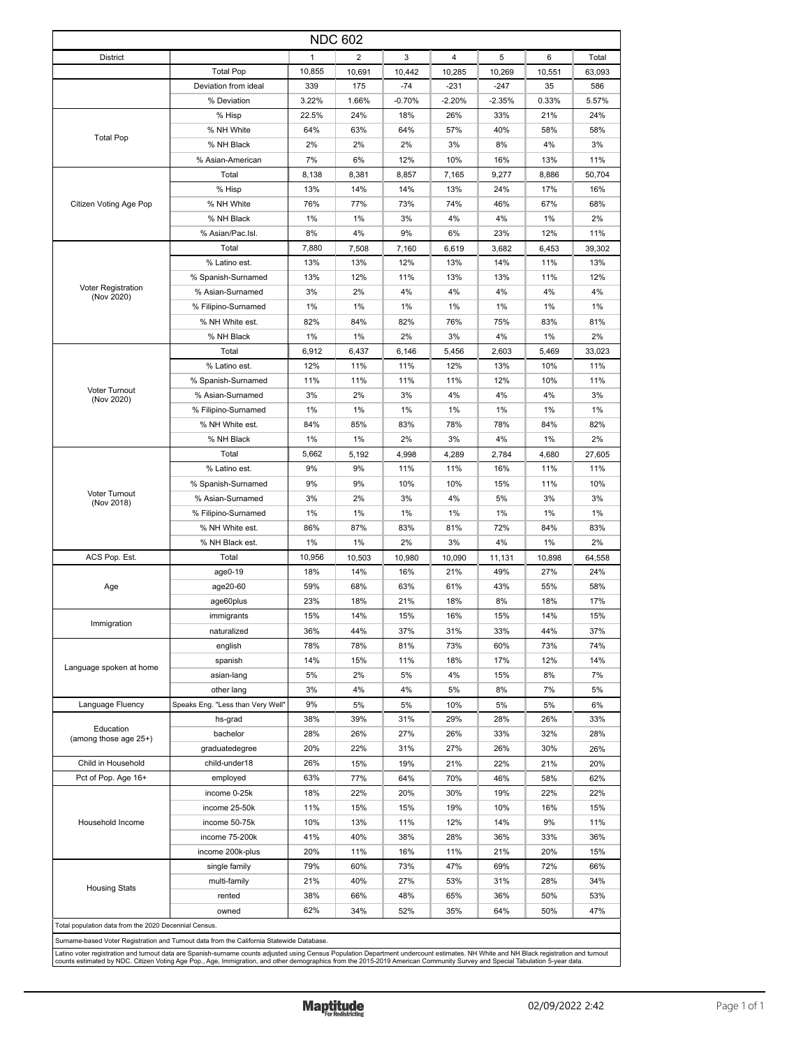# NDC 602

| District | | 1 | 2 | 3 | 4 | 5 | 6 | Total |
|---|---|---|---|---|---|---|---|---|
| | Total Pop | 10,855 | 10,691 | 10,442 | 10,285 | 10,269 | 10,551 | 63,093 |
| | Deviation from ideal | 339 | 175 | -74 | -231 | -247 | 35 | 586 |
| | % Deviation | 3.22% | 1.66% | -0.70% | -2.20% | -2.35% | 0.33% | 5.57% |
| Total Pop | % Hisp | 22.5% | 24% | 18% | 26% | 33% | 21% | 24% |
| | % NH White | 64% | 63% | 64% | 57% | 40% | 58% | 58% |
| | % NH Black | 2% | 2% | 2% | 3% | 8% | 4% | 3% |
| | % Asian-American | 7% | 6% | 12% | 10% | 16% | 13% | 11% |
| Citizen Voting Age Pop | Total | 8,138 | 8,381 | 8,857 | 7,165 | 9,277 | 8,886 | 50,704 |
| | % Hisp | 13% | 14% | 14% | 13% | 24% | 17% | 16% |
| | % NH White | 76% | 77% | 73% | 74% | 46% | 67% | 68% |
| | % NH Black | 1% | 1% | 3% | 4% | 4% | 1% | 2% |
| | % Asian/Pac.Isl. | 8% | 4% | 9% | 6% | 23% | 12% | 11% |
| Voter Registration (Nov 2020) | Total | 7,880 | 7,508 | 7,160 | 6,619 | 3,682 | 6,453 | 39,302 |
| | % Latino est. | 13% | 13% | 12% | 13% | 14% | 11% | 13% |
| | % Spanish-Surnamed | 13% | 12% | 11% | 13% | 13% | 11% | 12% |
| | % Asian-Surnamed | 3% | 2% | 4% | 4% | 4% | 4% | 4% |
| | % Filipino-Surnamed | 1% | 1% | 1% | 1% | 1% | 1% | 1% |
| | % NH White est. | 82% | 84% | 82% | 76% | 75% | 83% | 81% |
| | % NH Black | 1% | 1% | 2% | 3% | 4% | 1% | 2% |
| Voter Turnout (Nov 2020) | Total | 6,912 | 6,437 | 6,146 | 5,456 | 2,603 | 5,469 | 33,023 |
| | % Latino est. | 12% | 11% | 11% | 12% | 13% | 10% | 11% |
| | % Spanish-Surnamed | 11% | 11% | 11% | 11% | 12% | 10% | 11% |
| | % Asian-Surnamed | 3% | 2% | 3% | 4% | 4% | 4% | 3% |
| | % Filipino-Surnamed | 1% | 1% | 1% | 1% | 1% | 1% | 1% |
| | % NH White est. | 84% | 85% | 83% | 78% | 78% | 84% | 82% |
| | % NH Black | 1% | 1% | 2% | 3% | 4% | 1% | 2% |
| Voter Turnout (Nov 2018) | Total | 5,662 | 5,192 | 4,998 | 4,289 | 2,784 | 4,680 | 27,605 |
| | % Latino est. | 9% | 9% | 11% | 11% | 16% | 11% | 11% |
| | % Spanish-Surnamed | 9% | 9% | 10% | 10% | 15% | 11% | 10% |
| | % Asian-Surnamed | 3% | 2% | 3% | 4% | 5% | 3% | 3% |
| | % Filipino-Surnamed | 1% | 1% | 1% | 1% | 1% | 1% | 1% |
| | % NH White est. | 86% | 87% | 83% | 81% | 72% | 84% | 83% |
| | % NH Black est. | 1% | 1% | 2% | 3% | 4% | 1% | 2% |
| ACS Pop. Est. | Total | 10,956 | 10,503 | 10,980 | 10,090 | 11,131 | 10,898 | 64,558 |
| Age | age0-19 | 18% | 14% | 16% | 21% | 49% | 27% | 24% |
| | age20-60 | 59% | 68% | 63% | 61% | 43% | 55% | 58% |
| | age60plus | 23% | 18% | 21% | 18% | 8% | 18% | 17% |
| Immigration | immigrants | 15% | 14% | 15% | 16% | 15% | 14% | 15% |
| | naturalized | 36% | 44% | 37% | 31% | 33% | 44% | 37% |
| Language spoken at home | english | 78% | 78% | 81% | 73% | 60% | 73% | 74% |
| | spanish | 14% | 15% | 11% | 18% | 17% | 12% | 14% |
| | asian-lang | 5% | 2% | 5% | 4% | 15% | 8% | 7% |
| | other lang | 3% | 4% | 4% | 5% | 8% | 7% | 5% |
| Language Fluency | Speaks Eng. "Less than Very Well" | 9% | 5% | 5% | 10% | 5% | 5% | 6% |
| Education (among those age 25+) | hs-grad | 38% | 39% | 31% | 29% | 28% | 26% | 33% |
| | bachelor | 28% | 26% | 27% | 26% | 33% | 32% | 28% |
| | graduatedegree | 20% | 22% | 31% | 27% | 26% | 30% | 26% |
| Child in Household | child-under18 | 26% | 15% | 19% | 21% | 22% | 21% | 20% |
| Pct of Pop. Age 16+ | employed | 63% | 77% | 64% | 70% | 46% | 58% | 62% |
| Household Income | income 0-25k | 18% | 22% | 20% | 30% | 19% | 22% | 22% |
| | income 25-50k | 11% | 15% | 15% | 19% | 10% | 16% | 15% |
| | income 50-75k | 10% | 13% | 11% | 12% | 14% | 9% | 11% |
| | income 75-200k | 41% | 40% | 38% | 28% | 36% | 33% | 36% |
| | income 200k-plus | 20% | 11% | 16% | 11% | 21% | 20% | 15% |
| Housing Stats | single family | 79% | 60% | 73% | 47% | 69% | 72% | 66% |
| | multi-family | 21% | 40% | 27% | 53% | 31% | 28% | 34% |
| | rented | 38% | 66% | 48% | 65% | 36% | 50% | 53% |
| | owned | 62% | 34% | 52% | 35% | 64% | 50% | 47% |

Total population data from the 2020 Decennial Census.

Surname-based Voter Registration and Turnout data from the California Statewide Database.

Latino voter registration and turnout data are Spanish-surname counts adjusted using Census Population Department undercount estimates. NH White and NH Black registration and turnout counts estimated by NDC. Citizen Voting Age Pop., Age, Immigration, and other demographics from the 2015-2019 American Community Survey and Special Tabulation 5-year data.

Maptitude For Redistricting

02/09/2022 2:42